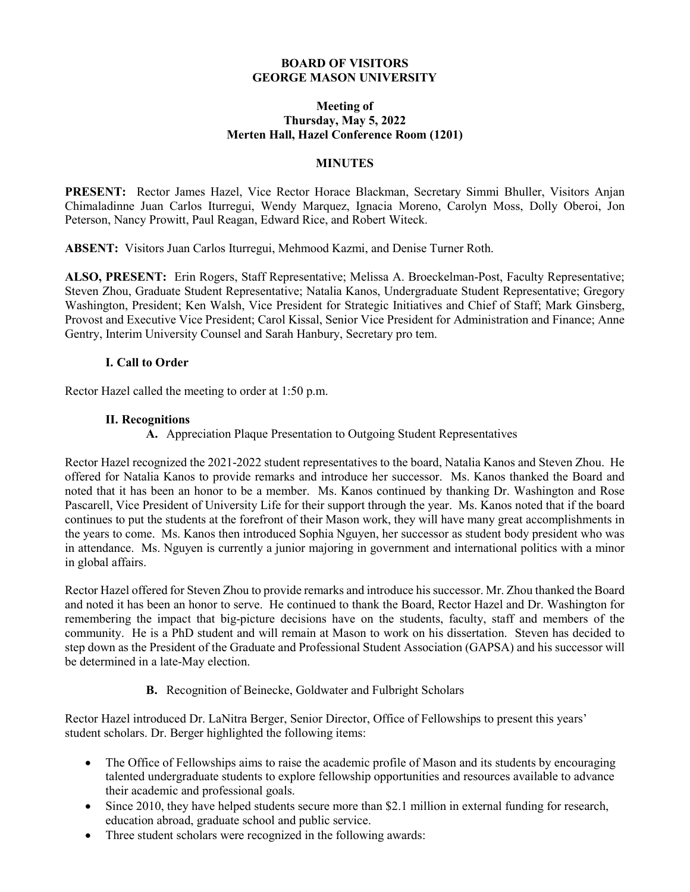**BOARD OF VISITORS**
**GEORGE MASON UNIVERSITY**

**Meeting of**
**Thursday, May 5, 2022**
**Merten Hall, Hazel Conference Room (1201)**

**MINUTES**

**PRESENT:** Rector James Hazel, Vice Rector Horace Blackman, Secretary Simmi Bhuller, Visitors Anjan Chimaladinne Juan Carlos Iturregui, Wendy Marquez, Ignacia Moreno, Carolyn Moss, Dolly Oberoi, Jon Peterson, Nancy Prowitt, Paul Reagan, Edward Rice, and Robert Witeck.

**ABSENT:** Visitors Juan Carlos Iturregui, Mehmood Kazmi, and Denise Turner Roth.

**ALSO, PRESENT:** Erin Rogers, Staff Representative; Melissa A. Broeckelman-Post, Faculty Representative; Steven Zhou, Graduate Student Representative; Natalia Kanos, Undergraduate Student Representative; Gregory Washington, President; Ken Walsh, Vice President for Strategic Initiatives and Chief of Staff; Mark Ginsberg, Provost and Executive Vice President; Carol Kissal, Senior Vice President for Administration and Finance; Anne Gentry, Interim University Counsel and Sarah Hanbury, Secretary pro tem.

**I. Call to Order**

Rector Hazel called the meeting to order at 1:50 p.m.

**II. Recognitions**

**A.** Appreciation Plaque Presentation to Outgoing Student Representatives

Rector Hazel recognized the 2021-2022 student representatives to the board, Natalia Kanos and Steven Zhou. He offered for Natalia Kanos to provide remarks and introduce her successor. Ms. Kanos thanked the Board and noted that it has been an honor to be a member. Ms. Kanos continued by thanking Dr. Washington and Rose Pascarell, Vice President of University Life for their support through the year. Ms. Kanos noted that if the board continues to put the students at the forefront of their Mason work, they will have many great accomplishments in the years to come. Ms. Kanos then introduced Sophia Nguyen, her successor as student body president who was in attendance. Ms. Nguyen is currently a junior majoring in government and international politics with a minor in global affairs.

Rector Hazel offered for Steven Zhou to provide remarks and introduce his successor. Mr. Zhou thanked the Board and noted it has been an honor to serve. He continued to thank the Board, Rector Hazel and Dr. Washington for remembering the impact that big-picture decisions have on the students, faculty, staff and members of the community. He is a PhD student and will remain at Mason to work on his dissertation. Steven has decided to step down as the President of the Graduate and Professional Student Association (GAPSA) and his successor will be determined in a late-May election.

**B.** Recognition of Beinecke, Goldwater and Fulbright Scholars

Rector Hazel introduced Dr. LaNitra Berger, Senior Director, Office of Fellowships to present this years' student scholars. Dr. Berger highlighted the following items:

- The Office of Fellowships aims to raise the academic profile of Mason and its students by encouraging talented undergraduate students to explore fellowship opportunities and resources available to advance their academic and professional goals.
- Since 2010, they have helped students secure more than $2.1 million in external funding for research, education abroad, graduate school and public service.
- Three student scholars were recognized in the following awards: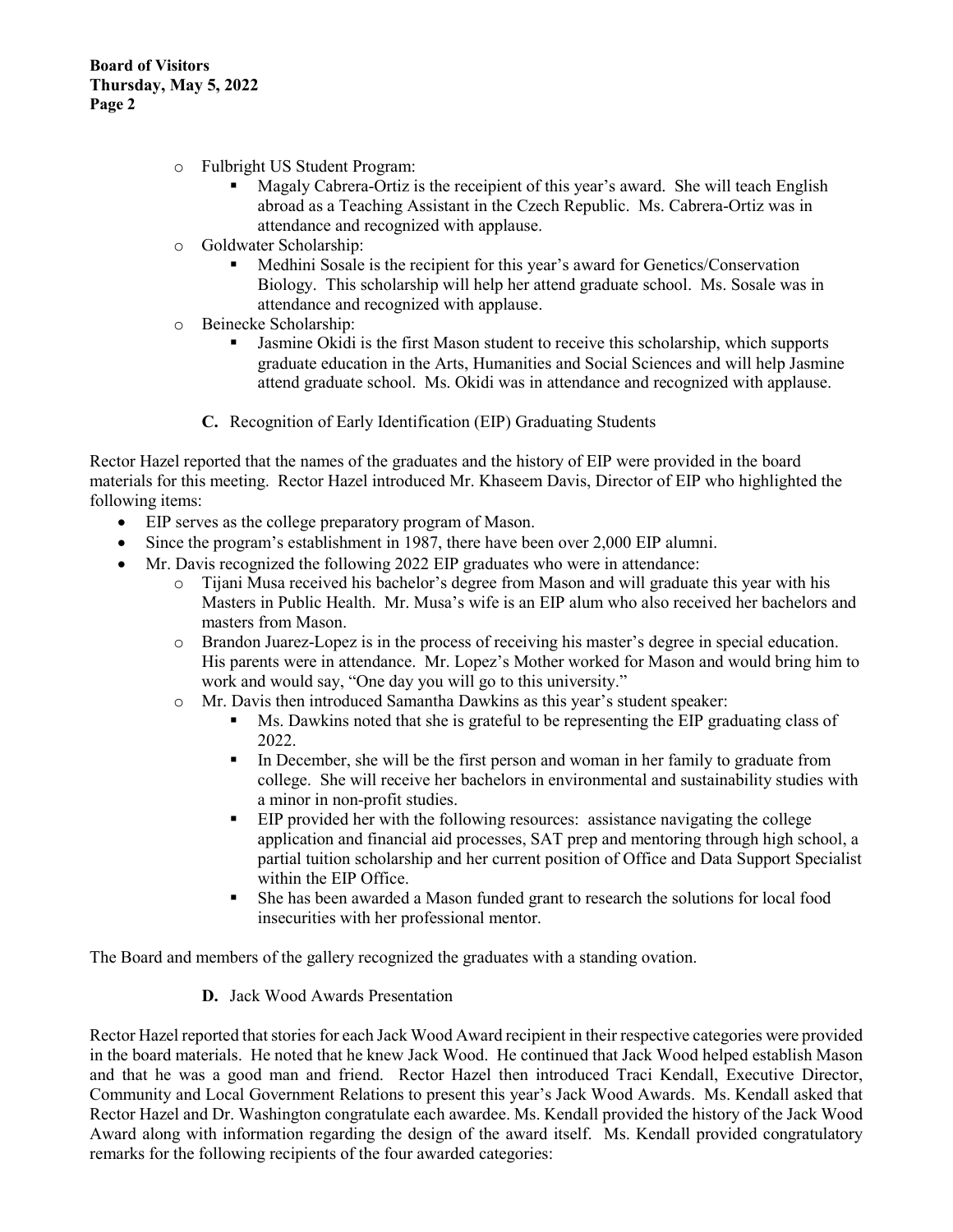- Fulbright US Student Program:
  - Magaly Cabrera-Ortiz is the receipient of this year's award. She will teach English abroad as a Teaching Assistant in the Czech Republic. Ms. Cabrera-Ortiz was in attendance and recognized with applause.
- Goldwater Scholarship:
  - Medhini Sosale is the recipient for this year's award for Genetics/Conservation Biology. This scholarship will help her attend graduate school. Ms. Sosale was in attendance and recognized with applause.
- Beinecke Scholarship:
  - Jasmine Okidi is the first Mason student to receive this scholarship, which supports graduate education in the Arts, Humanities and Social Sciences and will help Jasmine attend graduate school. Ms. Okidi was in attendance and recognized with applause.

**C.** Recognition of Early Identification (EIP) Graduating Students

Rector Hazel reported that the names of the graduates and the history of EIP were provided in the board materials for this meeting. Rector Hazel introduced Mr. Khaseem Davis, Director of EIP who highlighted the following items:

- EIP serves as the college preparatory program of Mason.
- Since the program's establishment in 1987, there have been over 2,000 EIP alumni.
- Mr. Davis recognized the following 2022 EIP graduates who were in attendance:
  - Tijani Musa received his bachelor's degree from Mason and will graduate this year with his Masters in Public Health. Mr. Musa's wife is an EIP alum who also received her bachelors and masters from Mason.
  - Brandon Juarez-Lopez is in the process of receiving his master's degree in special education. His parents were in attendance. Mr. Lopez's Mother worked for Mason and would bring him to work and would say, "One day you will go to this university."
  - Mr. Davis then introduced Samantha Dawkins as this year's student speaker:
    - Ms. Dawkins noted that she is grateful to be representing the EIP graduating class of 2022.
    - In December, she will be the first person and woman in her family to graduate from college. She will receive her bachelors in environmental and sustainability studies with a minor in non-profit studies.
    - EIP provided her with the following resources: assistance navigating the college application and financial aid processes, SAT prep and mentoring through high school, a partial tuition scholarship and her current position of Office and Data Support Specialist within the EIP Office.
    - She has been awarded a Mason funded grant to research the solutions for local food insecurities with her professional mentor.

The Board and members of the gallery recognized the graduates with a standing ovation.

**D.** Jack Wood Awards Presentation

Rector Hazel reported that stories for each Jack Wood Award recipient in their respective categories were provided in the board materials. He noted that he knew Jack Wood. He continued that Jack Wood helped establish Mason and that he was a good man and friend. Rector Hazel then introduced Traci Kendall, Executive Director, Community and Local Government Relations to present this year's Jack Wood Awards. Ms. Kendall asked that Rector Hazel and Dr. Washington congratulate each awardee. Ms. Kendall provided the history of the Jack Wood Award along with information regarding the design of the award itself. Ms. Kendall provided congratulatory remarks for the following recipients of the four awarded categories: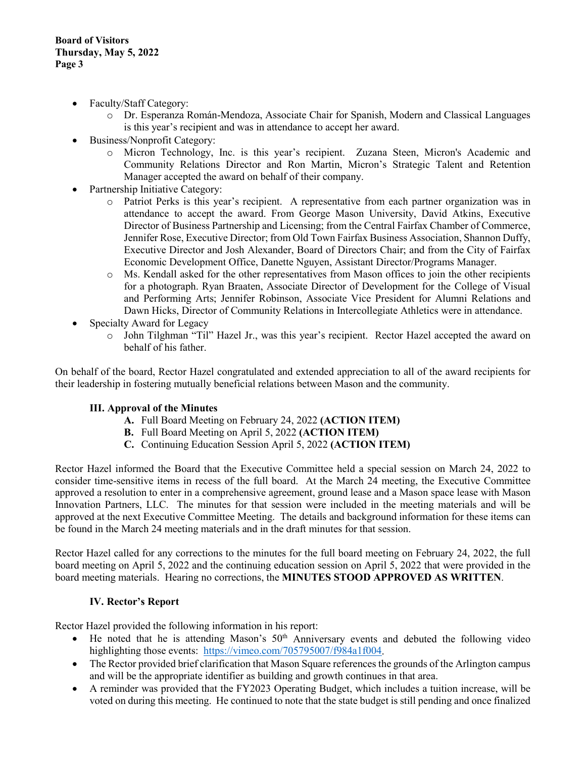- Faculty/Staff Category:
  - Dr. Esperanza Román-Mendoza, Associate Chair for Spanish, Modern and Classical Languages is this year's recipient and was in attendance to accept her award.
- Business/Nonprofit Category:
  - Micron Technology, Inc. is this year's recipient. Zuzana Steen, Micron's Academic and Community Relations Director and Ron Martin, Micron's Strategic Talent and Retention Manager accepted the award on behalf of their company.
- Partnership Initiative Category:
  - Patriot Perks is this year's recipient. A representative from each partner organization was in attendance to accept the award. From George Mason University, David Atkins, Executive Director of Business Partnership and Licensing; from the Central Fairfax Chamber of Commerce, Jennifer Rose, Executive Director; from Old Town Fairfax Business Association, Shannon Duffy, Executive Director and Josh Alexander, Board of Directors Chair; and from the City of Fairfax Economic Development Office, Danette Nguyen, Assistant Director/Programs Manager.
  - Ms. Kendall asked for the other representatives from Mason offices to join the other recipients for a photograph. Ryan Braaten, Associate Director of Development for the College of Visual and Performing Arts; Jennifer Robinson, Associate Vice President for Alumni Relations and Dawn Hicks, Director of Community Relations in Intercollegiate Athletics were in attendance.
- Specialty Award for Legacy
  - John Tilghman "Til" Hazel Jr., was this year's recipient. Rector Hazel accepted the award on behalf of his father.

On behalf of the board, Rector Hazel congratulated and extended appreciation to all of the award recipients for their leadership in fostering mutually beneficial relations between Mason and the community.

### III. Approval of the Minutes

- **A.** Full Board Meeting on February 24, 2022 **(ACTION ITEM)**
- **B.** Full Board Meeting on April 5, 2022 **(ACTION ITEM)**
- **C.** Continuing Education Session April 5, 2022 **(ACTION ITEM)**

Rector Hazel informed the Board that the Executive Committee held a special session on March 24, 2022 to consider time-sensitive items in recess of the full board. At the March 24 meeting, the Executive Committee approved a resolution to enter in a comprehensive agreement, ground lease and a Mason space lease with Mason Innovation Partners, LLC. The minutes for that session were included in the meeting materials and will be approved at the next Executive Committee Meeting. The details and background information for these items can be found in the March 24 meeting materials and in the draft minutes for that session.

Rector Hazel called for any corrections to the minutes for the full board meeting on February 24, 2022, the full board meeting on April 5, 2022 and the continuing education session on April 5, 2022 that were provided in the board meeting materials. Hearing no corrections, the **MINUTES STOOD APPROVED AS WRITTEN**.

### IV. Rector's Report

Rector Hazel provided the following information in his report:

- He noted that he is attending Mason's 50th Anniversary events and debuted the following video highlighting those events: https://vimeo.com/705795007/f984a1f004.
- The Rector provided brief clarification that Mason Square references the grounds of the Arlington campus and will be the appropriate identifier as building and growth continues in that area.
- A reminder was provided that the FY2023 Operating Budget, which includes a tuition increase, will be voted on during this meeting. He continued to note that the state budget is still pending and once finalized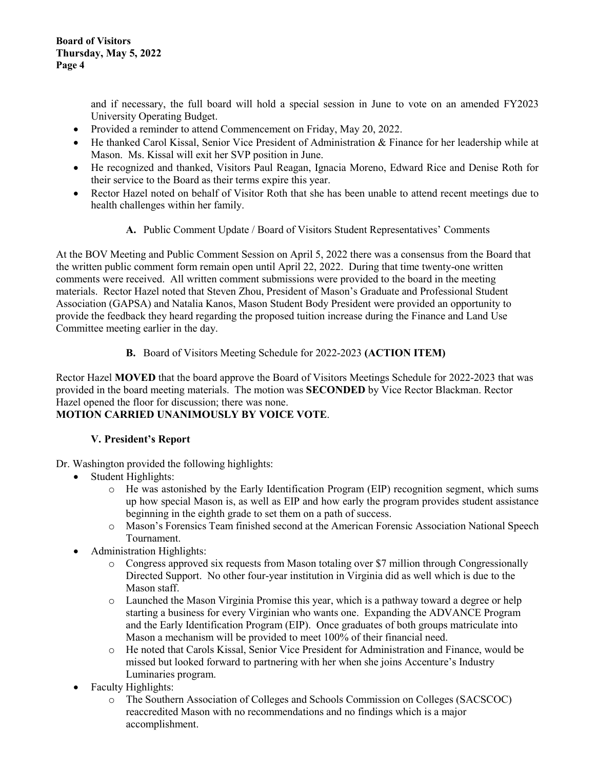and if necessary, the full board will hold a special session in June to vote on an amended FY2023 University Operating Budget.

- Provided a reminder to attend Commencement on Friday, May 20, 2022.
- He thanked Carol Kissal, Senior Vice President of Administration & Finance for her leadership while at Mason. Ms. Kissal will exit her SVP position in June.
- He recognized and thanked, Visitors Paul Reagan, Ignacia Moreno, Edward Rice and Denise Roth for their service to the Board as their terms expire this year.
- Rector Hazel noted on behalf of Visitor Roth that she has been unable to attend recent meetings due to health challenges within her family.

**A.** Public Comment Update / Board of Visitors Student Representatives' Comments

At the BOV Meeting and Public Comment Session on April 5, 2022 there was a consensus from the Board that the written public comment form remain open until April 22, 2022. During that time twenty-one written comments were received. All written comment submissions were provided to the board in the meeting materials. Rector Hazel noted that Steven Zhou, President of Mason's Graduate and Professional Student Association (GAPSA) and Natalia Kanos, Mason Student Body President were provided an opportunity to provide the feedback they heard regarding the proposed tuition increase during the Finance and Land Use Committee meeting earlier in the day.

**B.** Board of Visitors Meeting Schedule for 2022-2023 **(ACTION ITEM)**

Rector Hazel **MOVED** that the board approve the Board of Visitors Meetings Schedule for 2022-2023 that was provided in the board meeting materials. The motion was **SECONDED** by Vice Rector Blackman. Rector Hazel opened the floor for discussion; there was none.
**MOTION CARRIED UNANIMOUSLY BY VOICE VOTE**.

### V. President's Report

Dr. Washington provided the following highlights:

- Student Highlights:
  - He was astonished by the Early Identification Program (EIP) recognition segment, which sums up how special Mason is, as well as EIP and how early the program provides student assistance beginning in the eighth grade to set them on a path of success.
  - Mason's Forensics Team finished second at the American Forensic Association National Speech Tournament.
- Administration Highlights:
  - Congress approved six requests from Mason totaling over $7 million through Congressionally Directed Support. No other four-year institution in Virginia did as well which is due to the Mason staff.
  - Launched the Mason Virginia Promise this year, which is a pathway toward a degree or help starting a business for every Virginian who wants one. Expanding the ADVANCE Program and the Early Identification Program (EIP). Once graduates of both groups matriculate into Mason a mechanism will be provided to meet 100% of their financial need.
  - He noted that Carols Kissal, Senior Vice President for Administration and Finance, would be missed but looked forward to partnering with her when she joins Accenture's Industry Luminaries program.
- Faculty Highlights:
  - The Southern Association of Colleges and Schools Commission on Colleges (SACSCOC) reaccredited Mason with no recommendations and no findings which is a major accomplishment.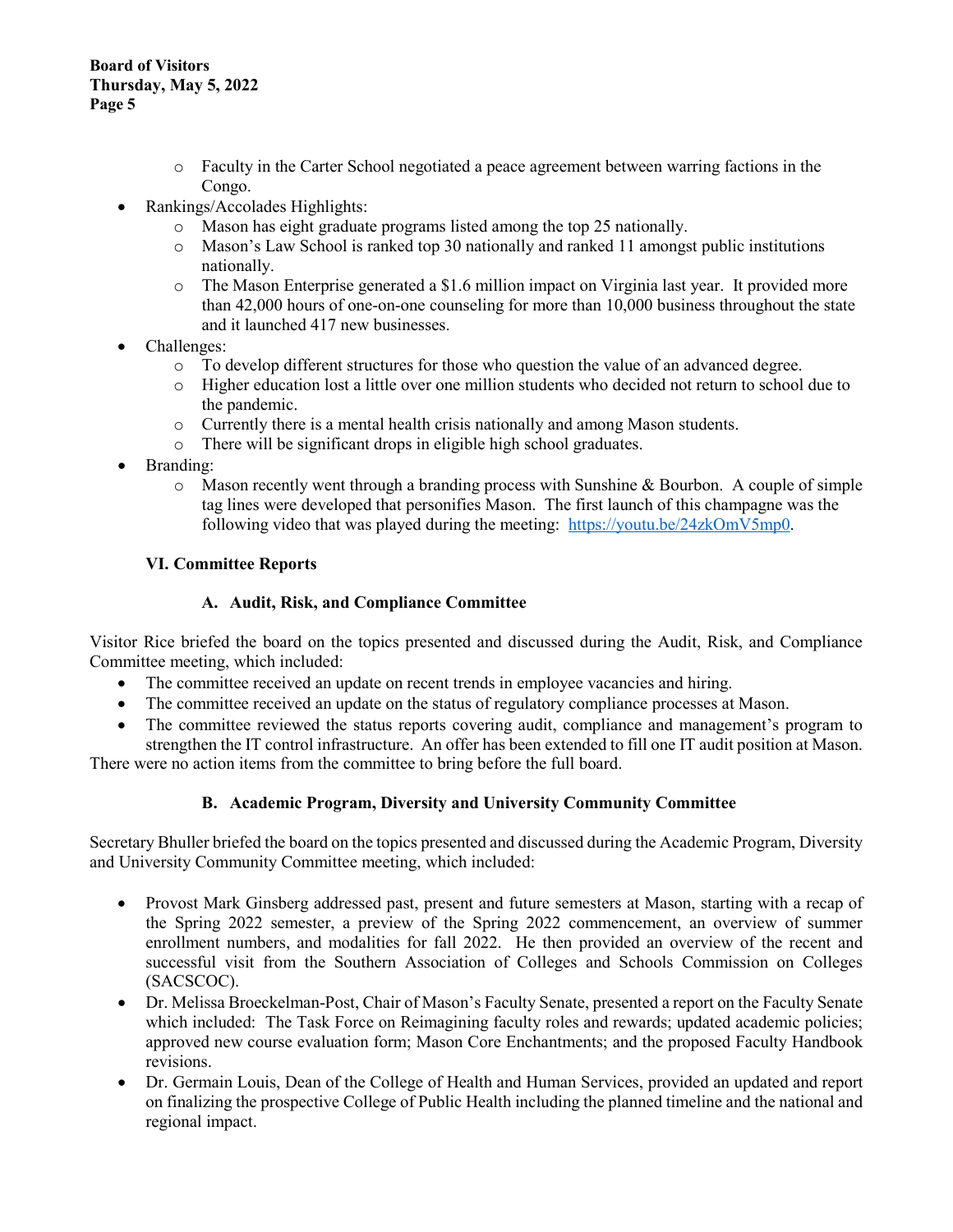- Faculty in the Carter School negotiated a peace agreement between warring factions in the Congo.
- Rankings/Accolades Highlights:
  - Mason has eight graduate programs listed among the top 25 nationally.
  - Mason's Law School is ranked top 30 nationally and ranked 11 amongst public institutions nationally.
  - The Mason Enterprise generated a $1.6 million impact on Virginia last year. It provided more than 42,000 hours of one-on-one counseling for more than 10,000 business throughout the state and it launched 417 new businesses.
- Challenges:
  - To develop different structures for those who question the value of an advanced degree.
  - Higher education lost a little over one million students who decided not return to school due to the pandemic.
  - Currently there is a mental health crisis nationally and among Mason students.
  - There will be significant drops in eligible high school graduates.
- Branding:
  - Mason recently went through a branding process with Sunshine & Bourbon. A couple of simple tag lines were developed that personifies Mason. The first launch of this champagne was the following video that was played during the meeting: https://youtu.be/24zkOmV5mp0.

### VI. Committee Reports

#### A. Audit, Risk, and Compliance Committee

Visitor Rice briefed the board on the topics presented and discussed during the Audit, Risk, and Compliance Committee meeting, which included:

- The committee received an update on recent trends in employee vacancies and hiring.
- The committee received an update on the status of regulatory compliance processes at Mason.
- The committee reviewed the status reports covering audit, compliance and management's program to strengthen the IT control infrastructure. An offer has been extended to fill one IT audit position at Mason.

There were no action items from the committee to bring before the full board.

#### B. Academic Program, Diversity and University Community Committee

Secretary Bhuller briefed the board on the topics presented and discussed during the Academic Program, Diversity and University Community Committee meeting, which included:

- Provost Mark Ginsberg addressed past, present and future semesters at Mason, starting with a recap of the Spring 2022 semester, a preview of the Spring 2022 commencement, an overview of summer enrollment numbers, and modalities for fall 2022. He then provided an overview of the recent and successful visit from the Southern Association of Colleges and Schools Commission on Colleges (SACSCOC).
- Dr. Melissa Broeckelman-Post, Chair of Mason's Faculty Senate, presented a report on the Faculty Senate which included: The Task Force on Reimagining faculty roles and rewards; updated academic policies; approved new course evaluation form; Mason Core Enchantments; and the proposed Faculty Handbook revisions.
- Dr. Germain Louis, Dean of the College of Health and Human Services, provided an updated and report on finalizing the prospective College of Public Health including the planned timeline and the national and regional impact.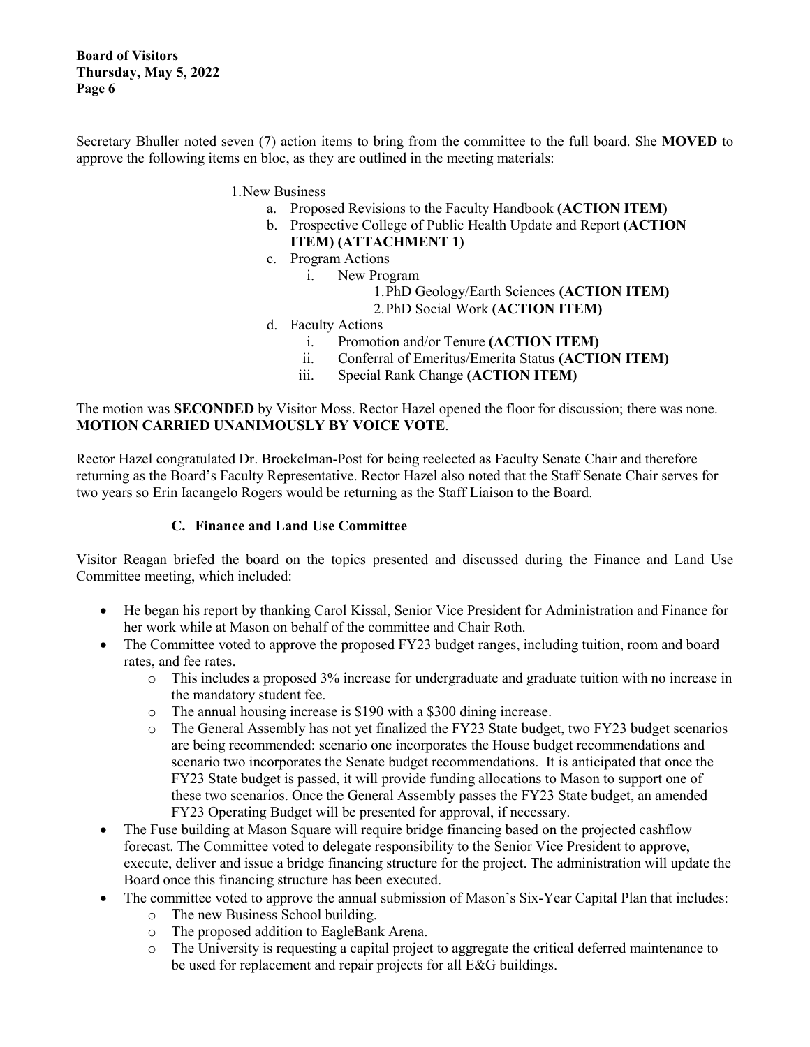Secretary Bhuller noted seven (7) action items to bring from the committee to the full board. She **MOVED** to approve the following items en bloc, as they are outlined in the meeting materials:

1. New Business
    a. Proposed Revisions to the Faculty Handbook **(ACTION ITEM)**
    b. Prospective College of Public Health Update and Report **(ACTION ITEM) (ATTACHMENT 1)**
    c. Program Actions
        i. New Program
            1. PhD Geology/Earth Sciences **(ACTION ITEM)**
            2. PhD Social Work **(ACTION ITEM)**
    d. Faculty Actions
        i. Promotion and/or Tenure **(ACTION ITEM)**
        ii. Conferral of Emeritus/Emerita Status **(ACTION ITEM)**
        iii. Special Rank Change **(ACTION ITEM)**

The motion was **SECONDED** by Visitor Moss. Rector Hazel opened the floor for discussion; there was none. **MOTION CARRIED UNANIMOUSLY BY VOICE VOTE**.

Rector Hazel congratulated Dr. Broekelman-Post for being reelected as Faculty Senate Chair and therefore returning as the Board's Faculty Representative. Rector Hazel also noted that the Staff Senate Chair serves for two years so Erin Iacangelo Rogers would be returning as the Staff Liaison to the Board.

### C. Finance and Land Use Committee

Visitor Reagan briefed the board on the topics presented and discussed during the Finance and Land Use Committee meeting, which included:

- He began his report by thanking Carol Kissal, Senior Vice President for Administration and Finance for her work while at Mason on behalf of the committee and Chair Roth.
- The Committee voted to approve the proposed FY23 budget ranges, including tuition, room and board rates, and fee rates.
    - This includes a proposed 3% increase for undergraduate and graduate tuition with no increase in the mandatory student fee.
    - The annual housing increase is $190 with a $300 dining increase.
    - The General Assembly has not yet finalized the FY23 State budget, two FY23 budget scenarios are being recommended: scenario one incorporates the House budget recommendations and scenario two incorporates the Senate budget recommendations. It is anticipated that once the FY23 State budget is passed, it will provide funding allocations to Mason to support one of these two scenarios. Once the General Assembly passes the FY23 State budget, an amended FY23 Operating Budget will be presented for approval, if necessary.
- The Fuse building at Mason Square will require bridge financing based on the projected cashflow forecast. The Committee voted to delegate responsibility to the Senior Vice President to approve, execute, deliver and issue a bridge financing structure for the project. The administration will update the Board once this financing structure has been executed.
- The committee voted to approve the annual submission of Mason's Six-Year Capital Plan that includes:
    - The new Business School building.
    - The proposed addition to EagleBank Arena.
    - The University is requesting a capital project to aggregate the critical deferred maintenance to be used for replacement and repair projects for all E&G buildings.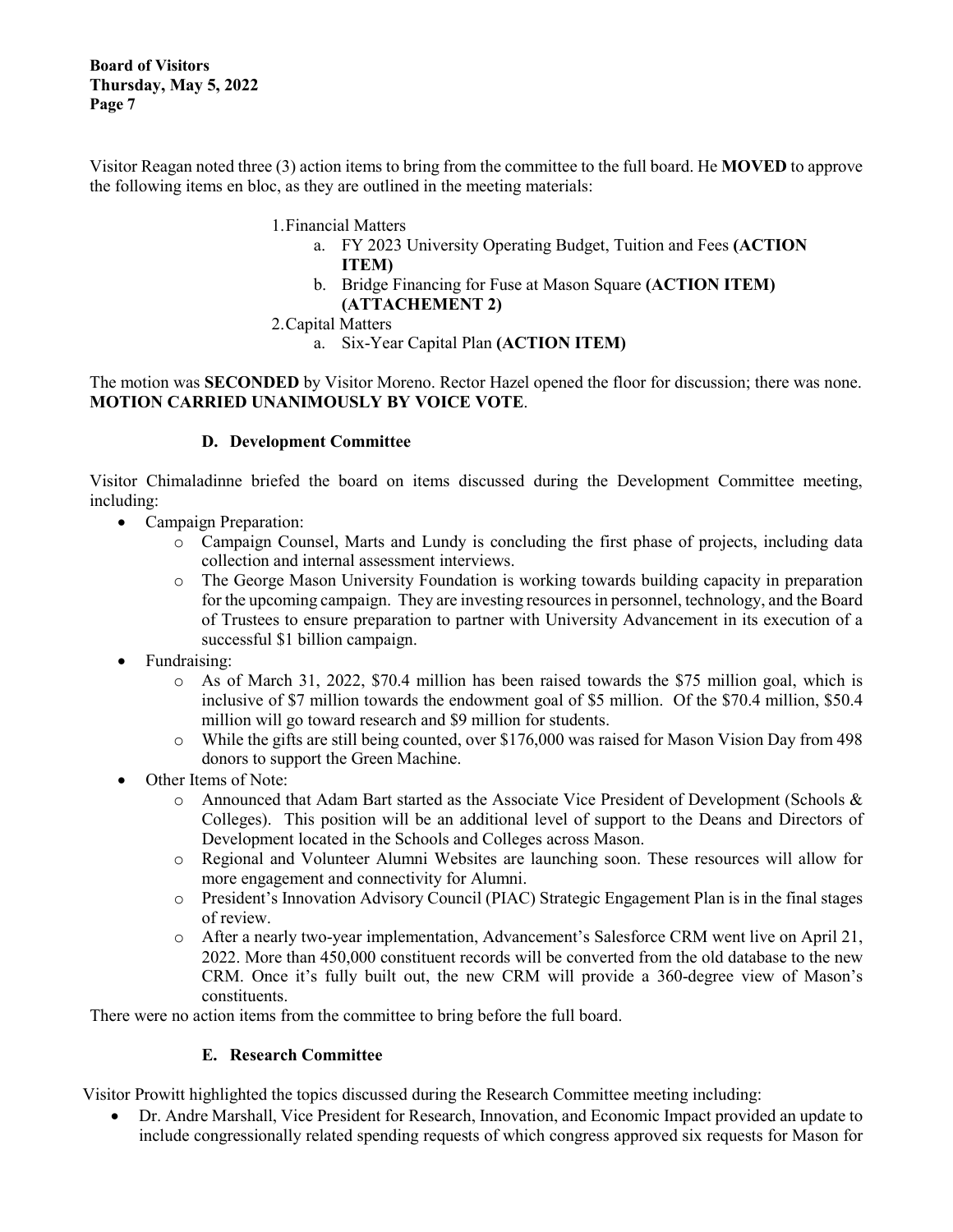Visitor Reagan noted three (3) action items to bring from the committee to the full board. He **MOVED** to approve the following items en bloc, as they are outlined in the meeting materials:

1. Financial Matters
   a. FY 2023 University Operating Budget, Tuition and Fees **(ACTION ITEM)**
   b. Bridge Financing for Fuse at Mason Square **(ACTION ITEM) (ATTACHEMENT 2)**
2. Capital Matters
   a. Six-Year Capital Plan **(ACTION ITEM)**

The motion was **SECONDED** by Visitor Moreno. Rector Hazel opened the floor for discussion; there was none. **MOTION CARRIED UNANIMOUSLY BY VOICE VOTE**.

### D. Development Committee

Visitor Chimaladinne briefed the board on items discussed during the Development Committee meeting, including:

- Campaign Preparation:
  - Campaign Counsel, Marts and Lundy is concluding the first phase of projects, including data collection and internal assessment interviews.
  - The George Mason University Foundation is working towards building capacity in preparation for the upcoming campaign. They are investing resources in personnel, technology, and the Board of Trustees to ensure preparation to partner with University Advancement in its execution of a successful $1 billion campaign.
- Fundraising:
  - As of March 31, 2022, $70.4 million has been raised towards the $75 million goal, which is inclusive of $7 million towards the endowment goal of $5 million. Of the $70.4 million, $50.4 million will go toward research and $9 million for students.
  - While the gifts are still being counted, over $176,000 was raised for Mason Vision Day from 498 donors to support the Green Machine.
- Other Items of Note:
  - Announced that Adam Bart started as the Associate Vice President of Development (Schools & Colleges). This position will be an additional level of support to the Deans and Directors of Development located in the Schools and Colleges across Mason.
  - Regional and Volunteer Alumni Websites are launching soon. These resources will allow for more engagement and connectivity for Alumni.
  - President's Innovation Advisory Council (PIAC) Strategic Engagement Plan is in the final stages of review.
  - After a nearly two-year implementation, Advancement's Salesforce CRM went live on April 21, 2022. More than 450,000 constituent records will be converted from the old database to the new CRM. Once it's fully built out, the new CRM will provide a 360-degree view of Mason's constituents.

There were no action items from the committee to bring before the full board.

### E. Research Committee

Visitor Prowitt highlighted the topics discussed during the Research Committee meeting including:

- Dr. Andre Marshall, Vice President for Research, Innovation, and Economic Impact provided an update to include congressionally related spending requests of which congress approved six requests for Mason for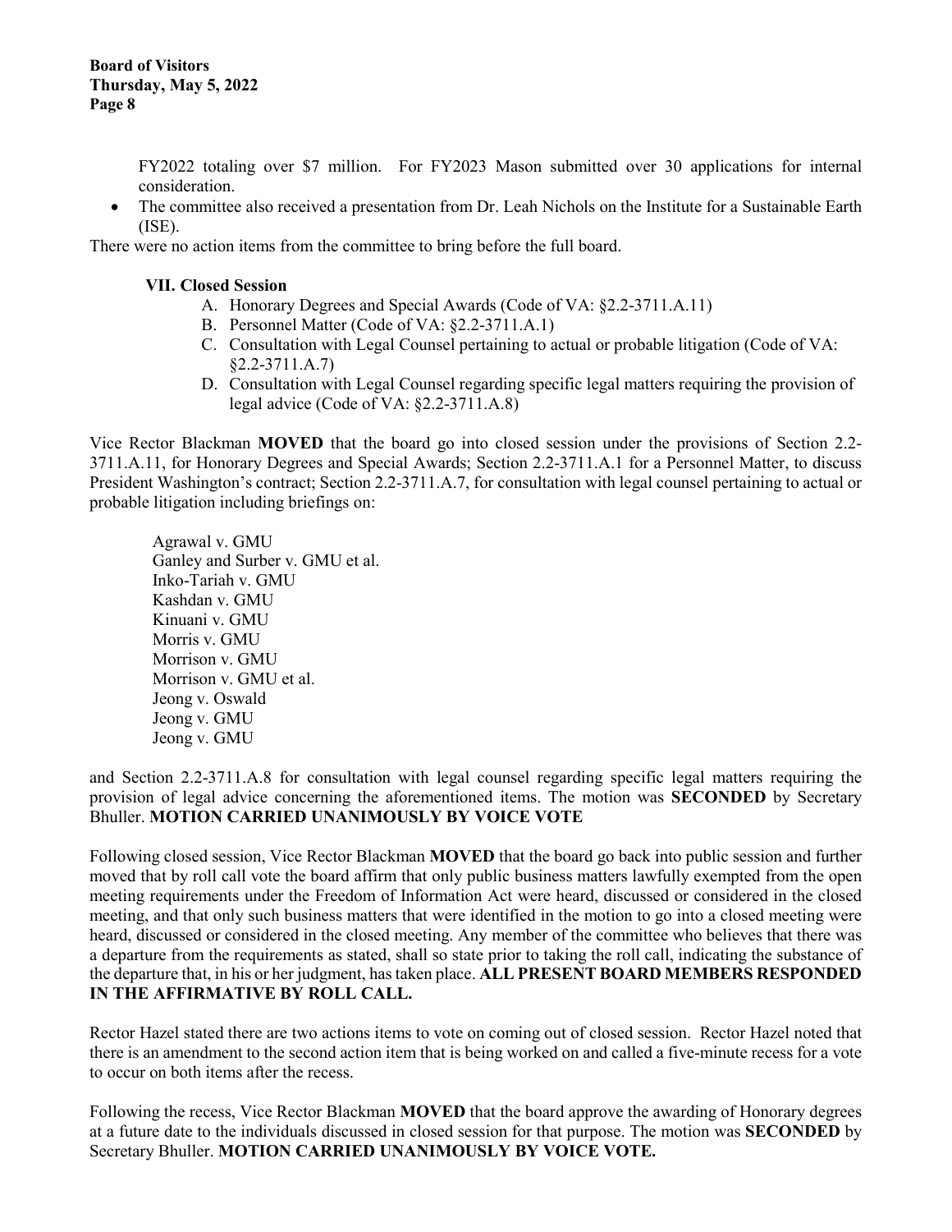FY2022 totaling over $7 million. For FY2023 Mason submitted over 30 applications for internal consideration.

- The committee also received a presentation from Dr. Leah Nichols on the Institute for a Sustainable Earth (ISE).

There were no action items from the committee to bring before the full board.

**VII. Closed Session**

A. Honorary Degrees and Special Awards (Code of VA: §2.2-3711.A.11)
B. Personnel Matter (Code of VA: §2.2-3711.A.1)
C. Consultation with Legal Counsel pertaining to actual or probable litigation (Code of VA: §2.2-3711.A.7)
D. Consultation with Legal Counsel regarding specific legal matters requiring the provision of legal advice (Code of VA: §2.2-3711.A.8)

Vice Rector Blackman **MOVED** that the board go into closed session under the provisions of Section 2.2-3711.A.11, for Honorary Degrees and Special Awards; Section 2.2-3711.A.1 for a Personnel Matter, to discuss President Washington's contract; Section 2.2-3711.A.7, for consultation with legal counsel pertaining to actual or probable litigation including briefings on:

Agrawal v. GMU
Ganley and Surber v. GMU et al.
Inko-Tariah v. GMU
Kashdan v. GMU
Kinuani v. GMU
Morris v. GMU
Morrison v. GMU
Morrison v. GMU et al.
Jeong v. Oswald
Jeong v. GMU
Jeong v. GMU

and Section 2.2-3711.A.8 for consultation with legal counsel regarding specific legal matters requiring the provision of legal advice concerning the aforementioned items. The motion was **SECONDED** by Secretary Bhuller. **MOTION CARRIED UNANIMOUSLY BY VOICE VOTE**

Following closed session, Vice Rector Blackman **MOVED** that the board go back into public session and further moved that by roll call vote the board affirm that only public business matters lawfully exempted from the open meeting requirements under the Freedom of Information Act were heard, discussed or considered in the closed meeting, and that only such business matters that were identified in the motion to go into a closed meeting were heard, discussed or considered in the closed meeting. Any member of the committee who believes that there was a departure from the requirements as stated, shall so state prior to taking the roll call, indicating the substance of the departure that, in his or her judgment, has taken place. **ALL PRESENT BOARD MEMBERS RESPONDED IN THE AFFIRMATIVE BY ROLL CALL.**

Rector Hazel stated there are two actions items to vote on coming out of closed session. Rector Hazel noted that there is an amendment to the second action item that is being worked on and called a five-minute recess for a vote to occur on both items after the recess.

Following the recess, Vice Rector Blackman **MOVED** that the board approve the awarding of Honorary degrees at a future date to the individuals discussed in closed session for that purpose. The motion was **SECONDED** by Secretary Bhuller. **MOTION CARRIED UNANIMOUSLY BY VOICE VOTE.**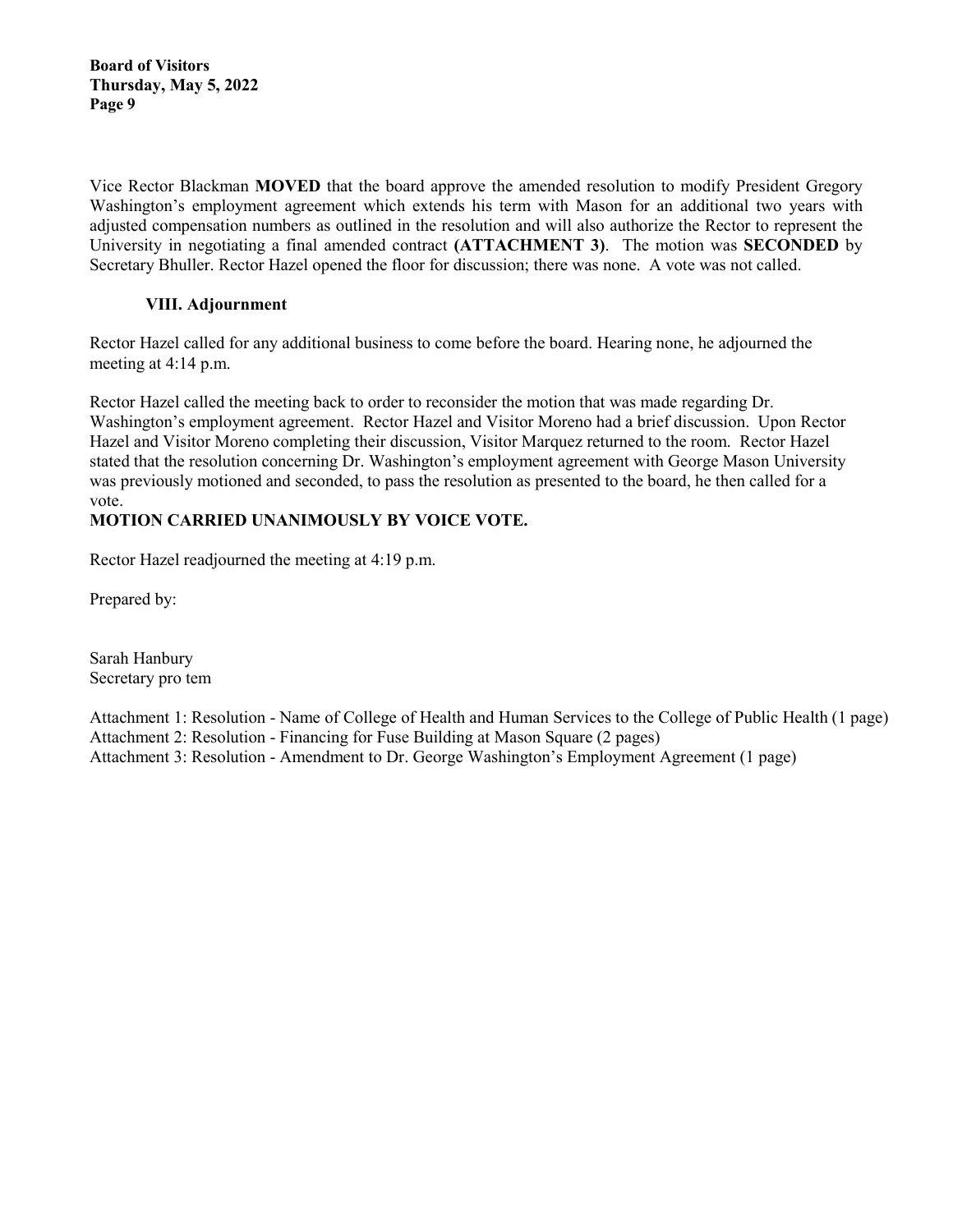Vice Rector Blackman **MOVED** that the board approve the amended resolution to modify President Gregory Washington's employment agreement which extends his term with Mason for an additional two years with adjusted compensation numbers as outlined in the resolution and will also authorize the Rector to represent the University in negotiating a final amended contract **(ATTACHMENT 3)**. The motion was **SECONDED** by Secretary Bhuller. Rector Hazel opened the floor for discussion; there was none. A vote was not called.

### VIII. Adjournment

Rector Hazel called for any additional business to come before the board. Hearing none, he adjourned the meeting at 4:14 p.m.

Rector Hazel called the meeting back to order to reconsider the motion that was made regarding Dr. Washington's employment agreement. Rector Hazel and Visitor Moreno had a brief discussion. Upon Rector Hazel and Visitor Moreno completing their discussion, Visitor Marquez returned to the room. Rector Hazel stated that the resolution concerning Dr. Washington's employment agreement with George Mason University was previously motioned and seconded, to pass the resolution as presented to the board, he then called for a vote.

**MOTION CARRIED UNANIMOUSLY BY VOICE VOTE.**

Rector Hazel readjourned the meeting at 4:19 p.m.

Prepared by:

Sarah Hanbury
Secretary pro tem

Attachment 1: Resolution - Name of College of Health and Human Services to the College of Public Health (1 page)
Attachment 2: Resolution - Financing for Fuse Building at Mason Square (2 pages)
Attachment 3: Resolution - Amendment to Dr. George Washington's Employment Agreement (1 page)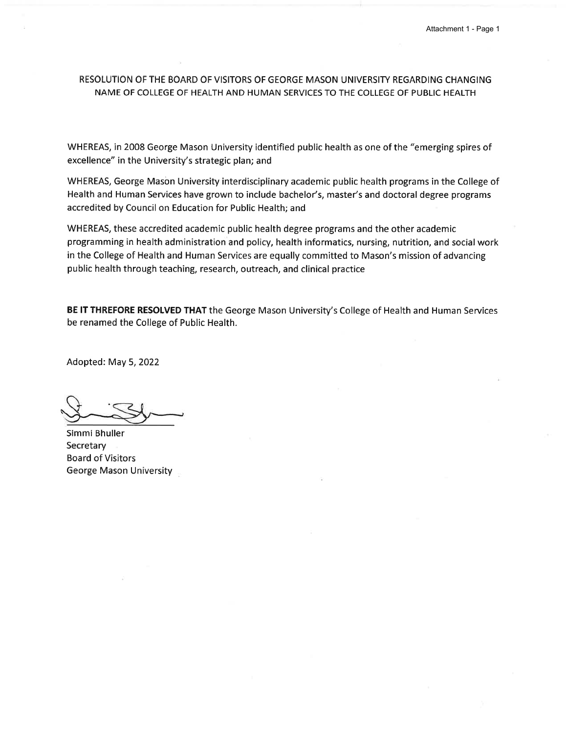# RESOLUTION OF THE BOARD OF VISITORS OF GEORGE MASON UNIVERSITY REGARDING CHANGING NAME OF COLLEGE OF HEALTH AND HUMAN SERVICES TO THE COLLEGE OF PUBLIC HEALTH

WHEREAS, in 2008 George Mason University identified public health as one of the "emerging spires of excellence" in the University's strategic plan; and

WHEREAS, George Mason University interdisciplinary academic public health programs in the College of Health and Human Services have grown to include bachelor's, master's and doctoral degree programs accredited by Council on Education for Public Health; and

WHEREAS, these accredited academic public health degree programs and the other academic programming in health administration and policy, health informatics, nursing, nutrition, and social work in the College of Health and Human Services are equally committed to Mason's mission of advancing public health through teaching, research, outreach, and clinical practice

**BE IT THREFORE RESOLVED THAT** the George Mason University's College of Health and Human Services be renamed the College of Public Health.

Adopted: May 5, 2022

Simmi Bhuller
Secretary
Board of Visitors
George Mason University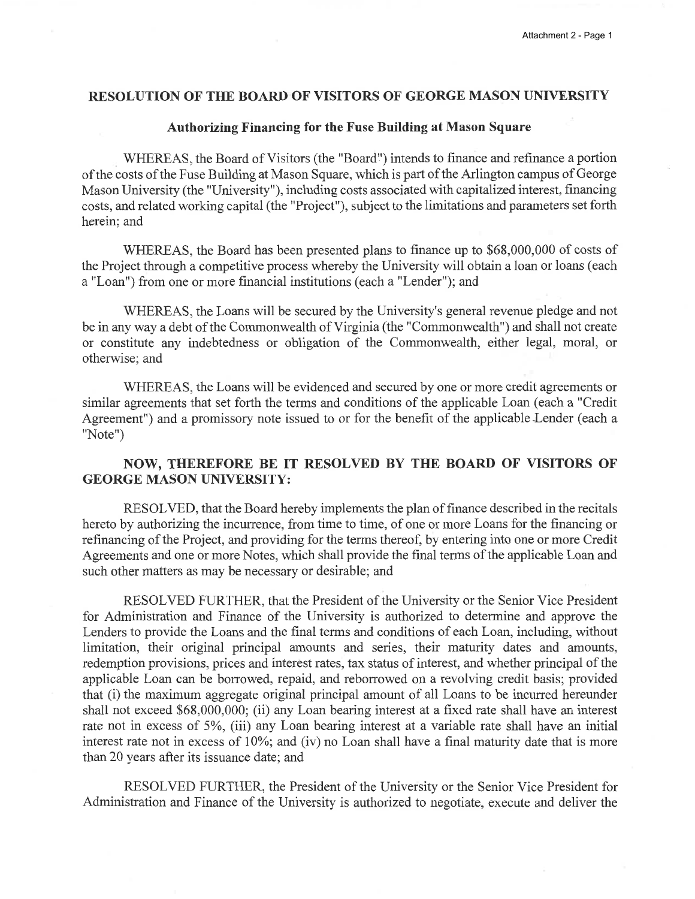## RESOLUTION OF THE BOARD OF VISITORS OF GEORGE MASON UNIVERSITY

### Authorizing Financing for the Fuse Building at Mason Square

WHEREAS, the Board of Visitors (the "Board") intends to finance and refinance a portion of the costs of the Fuse Building at Mason Square, which is part of the Arlington campus of George Mason University (the "University"), including costs associated with capitalized interest, financing costs, and related working capital (the "Project"), subject to the limitations and parameters set forth herein; and

WHEREAS, the Board has been presented plans to finance up to $68,000,000 of costs of the Project through a competitive process whereby the University will obtain a loan or loans (each a "Loan") from one or more financial institutions (each a "Lender"); and

WHEREAS, the Loans will be secured by the University's general revenue pledge and not be in any way a debt of the Commonwealth of Virginia (the "Commonwealth") and shall not create or constitute any indebtedness or obligation of the Commonwealth, either legal, moral, or otherwise; and

WHEREAS, the Loans will be evidenced and secured by one or more credit agreements or similar agreements that set forth the terms and conditions of the applicable Loan (each a "Credit Agreement") and a promissory note issued to or for the benefit of the applicable Lender (each a "Note")

**NOW, THEREFORE BE IT RESOLVED BY THE BOARD OF VISITORS OF GEORGE MASON UNIVERSITY:**

RESOLVED, that the Board hereby implements the plan of finance described in the recitals hereto by authorizing the incurrence, from time to time, of one or more Loans for the financing or refinancing of the Project, and providing for the terms thereof, by entering into one or more Credit Agreements and one or more Notes, which shall provide the final terms of the applicable Loan and such other matters as may be necessary or desirable; and

RESOLVED FURTHER, that the President of the University or the Senior Vice President for Administration and Finance of the University is authorized to determine and approve the Lenders to provide the Loans and the final terms and conditions of each Loan, including, without limitation, their original principal amounts and series, their maturity dates and amounts, redemption provisions, prices and interest rates, tax status of interest, and whether principal of the applicable Loan can be borrowed, repaid, and reborrowed on a revolving credit basis; provided that (i) the maximum aggregate original principal amount of all Loans to be incurred hereunder shall not exceed $68,000,000; (ii) any Loan bearing interest at a fixed rate shall have an interest rate not in excess of 5%, (iii) any Loan bearing interest at a variable rate shall have an initial interest rate not in excess of 10%; and (iv) no Loan shall have a final maturity date that is more than 20 years after its issuance date; and

RESOLVED FURTHER, the President of the University or the Senior Vice President for Administration and Finance of the University is authorized to negotiate, execute and deliver the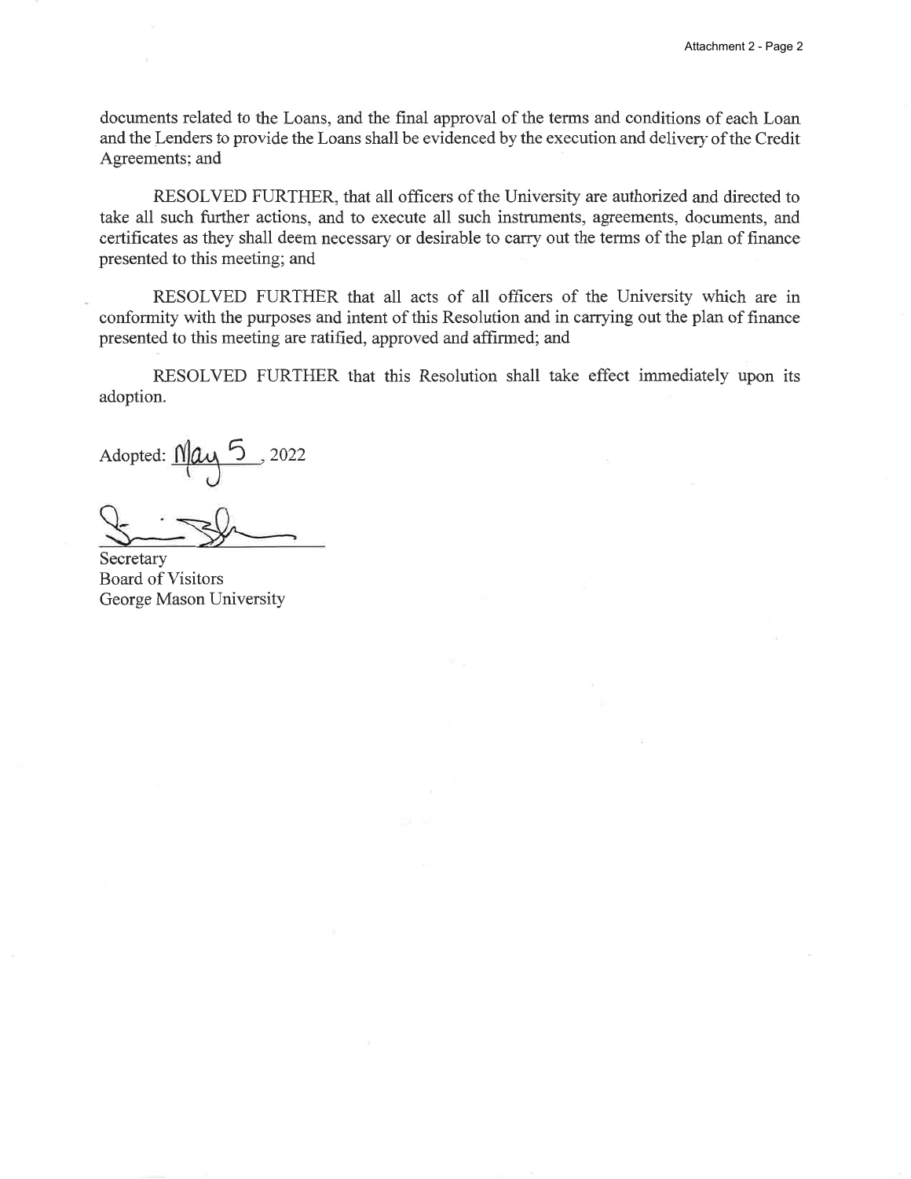documents related to the Loans, and the final approval of the terms and conditions of each Loan and the Lenders to provide the Loans shall be evidenced by the execution and delivery of the Credit Agreements; and

RESOLVED FURTHER, that all officers of the University are authorized and directed to take all such further actions, and to execute all such instruments, agreements, documents, and certificates as they shall deem necessary or desirable to carry out the terms of the plan of finance presented to this meeting; and

RESOLVED FURTHER that all acts of all officers of the University which are in conformity with the purposes and intent of this Resolution and in carrying out the plan of finance presented to this meeting are ratified, approved and affirmed; and

RESOLVED FURTHER that this Resolution shall take effect immediately upon its adoption.

Adopted: May 5, 2022

Secretary
Board of Visitors
George Mason University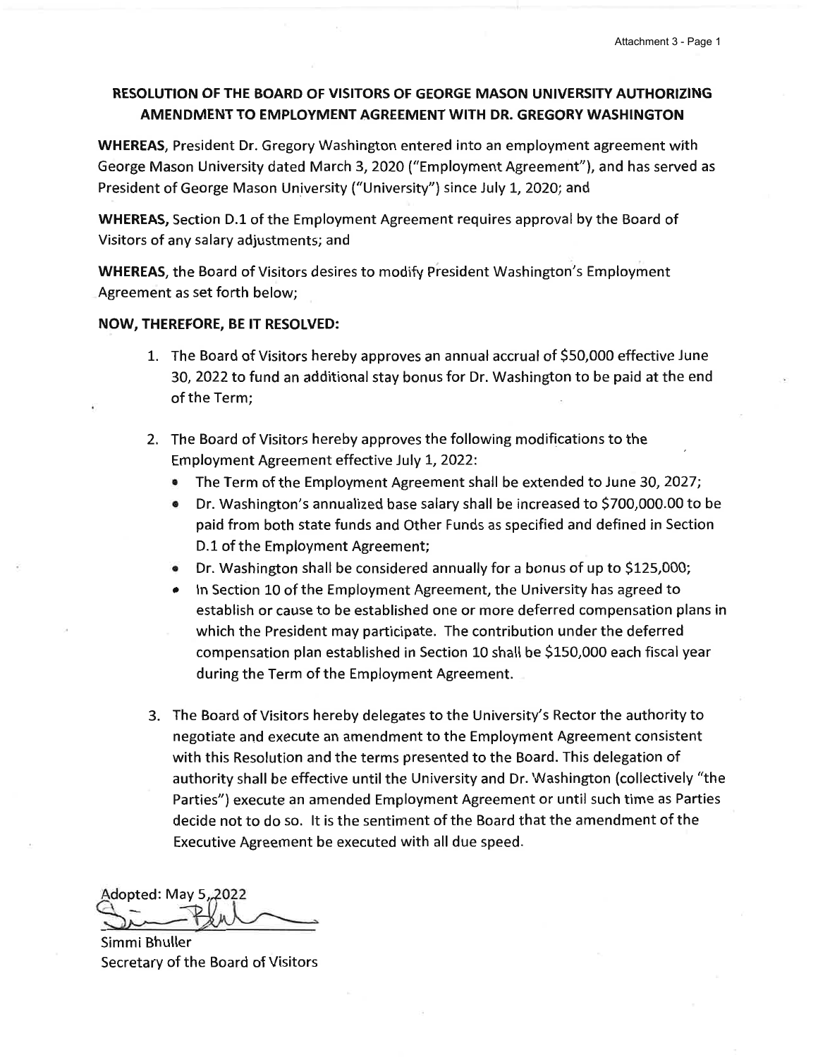**RESOLUTION OF THE BOARD OF VISITORS OF GEORGE MASON UNIVERSITY AUTHORIZING AMENDMENT TO EMPLOYMENT AGREEMENT WITH DR. GREGORY WASHINGTON**

**WHEREAS**, President Dr. Gregory Washington entered into an employment agreement with George Mason University dated March 3, 2020 ("Employment Agreement"), and has served as President of George Mason University ("University") since July 1, 2020; and

**WHEREAS,** Section D.1 of the Employment Agreement requires approval by the Board of Visitors of any salary adjustments; and

**WHEREAS,** the Board of Visitors desires to modify President Washington's Employment Agreement as set forth below;

**NOW, THEREFORE, BE IT RESOLVED:**

1. The Board of Visitors hereby approves an annual accrual of $50,000 effective June 30, 2022 to fund an additional stay bonus for Dr. Washington to be paid at the end of the Term;

2. The Board of Visitors hereby approves the following modifications to the Employment Agreement effective July 1, 2022:
   - The Term of the Employment Agreement shall be extended to June 30, 2027;
   - Dr. Washington's annualized base salary shall be increased to $700,000.00 to be paid from both state funds and Other Funds as specified and defined in Section D.1 of the Employment Agreement;
   - Dr. Washington shall be considered annually for a bonus of up to $125,000;
   - In Section 10 of the Employment Agreement, the University has agreed to establish or cause to be established one or more deferred compensation plans in which the President may participate. The contribution under the deferred compensation plan established in Section 10 shall be $150,000 each fiscal year during the Term of the Employment Agreement.

3. The Board of Visitors hereby delegates to the University's Rector the authority to negotiate and execute an amendment to the Employment Agreement consistent with this Resolution and the terms presented to the Board. This delegation of authority shall be effective until the University and Dr. Washington (collectively "the Parties") execute an amended Employment Agreement or until such time as Parties decide not to do so. It is the sentiment of the Board that the amendment of the Executive Agreement be executed with all due speed.

Adopted: May 5, 2022

Simmi Bhuller
Secretary of the Board of Visitors